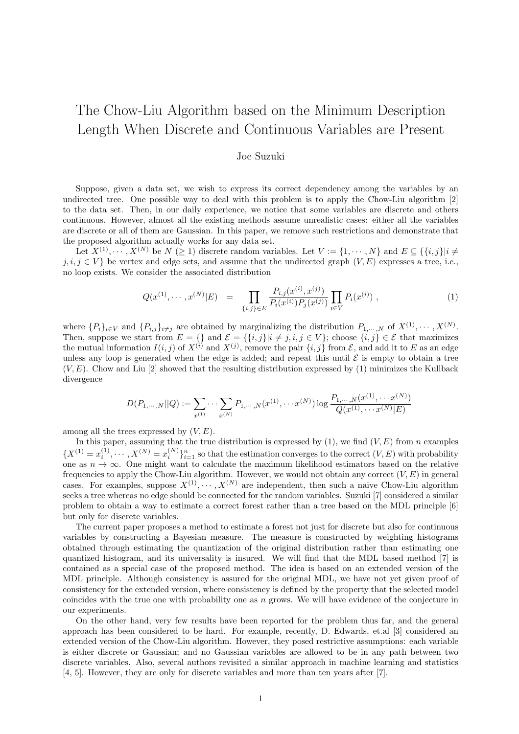# The Chow-Liu Algorithm based on the Minimum Description Length When Discrete and Continuous Variables are Present

Joe Suzuki

Suppose, given a data set, we wish to express its correct dependency among the variables by an undirected tree. One possible way to deal with this problem is to apply the Chow-Liu algorithm [2] to the data set. Then, in our daily experience, we notice that some variables are discrete and others continuous. However, almost all the existing methods assume unrealistic cases: either all the variables are discrete or all of them are Gaussian. In this paper, we remove such restrictions and demonstrate that the proposed algorithm actually works for any data set.

Let $X^{(1)}, \cdots, X^{(N)}$ be $N$ ($\geq 1$) discrete random variables. Let $V := \{1, \cdots, N\}$ and $E \subseteq \{\{i,j\} | i \neq j, i, j \in V\}$ be vertex and edge sets, and assume that the undirected graph $(V, E)$ expresses a tree, i.e., no loop exists. We consider the associated distribution

$$Q(x^{(1)}, \cdots, x^{(N)}|E) \quad = \quad \prod_{\{i,j\} \in E} \frac{P_{i,j}(x^{(i)}, x^{(j)})}{P_i(x^{(i)}) P_j(x^{(j)})} \prod_{i \in V} P_i(x^{(i)}) \ , \tag{1}$$

where $\{P_i\}_{i \in V}$ and $\{P_{i,j}\}_{i \neq j}$ are obtained by marginalizing the distribution $P_{1,\cdots,N}$ of $X^{(1)}, \cdots, X^{(N)}$. Then, suppose we start from $E = \{\}$ and $\mathcal{E} = \{\{i,j\} | i \neq j, i, j \in V\}$; choose $\{i,j\} \in \mathcal{E}$ that maximizes the mutual information $I(i,j)$ of $X^{(i)}$ and $X^{(j)}$, remove the pair $\{i,j\}$ from $\mathcal{E}$, and add it to $E$ as an edge unless any loop is generated when the edge is added; and repeat this until $\mathcal{E}$ is empty to obtain a tree $(V, E)$. Chow and Liu [2] showed that the resulting distribution expressed by (1) minimizes the Kullback divergence

$$D(P_{1,\cdots,N} || Q) := \sum_{x^{(1)}} \cdots \sum_{x^{(N)}} P_{1,\cdots,N}(x^{(1)}, \cdots x^{(N)}) \log \frac{P_{1,\cdots,N}(x^{(1)}, \cdots x^{(N)})}{Q(x^{(1)}, \cdots x^{(N)}|E)}$$

among all the trees expressed by $(V, E)$.

In this paper, assuming that the true distribution is expressed by (1), we find $(V, E)$ from $n$ examples $\{X^{(1)} = x_i^{(1)}, \cdots, X^{(N)} = x_i^{(N)}\}_{i=1}^n$ so that the estimation converges to the correct $(V, E)$ with probability one as $n \to \infty$. One might want to calculate the maximum likelihood estimators based on the relative frequencies to apply the Chow-Liu algorithm. However, we would not obtain any correct $(V, E)$ in general cases. For examples, suppose $X^{(1)}, \cdots, X^{(N)}$ are independent, then such a naive Chow-Liu algorithm seeks a tree whereas no edge should be connected for the random variables. Suzuki [7] considered a similar problem to obtain a way to estimate a correct forest rather than a tree based on the MDL principle [6] but only for discrete variables.

The current paper proposes a method to estimate a forest not just for discrete but also for continuous variables by constructing a Bayesian measure. The measure is constructed by weighting histograms obtained through estimating the quantization of the original distribution rather than estimating one quantized histogram, and its universality is insured. We will find that the MDL based method [7] is contained as a special case of the proposed method. The idea is based on an extended version of the MDL principle. Although consistency is assured for the original MDL, we have not yet given proof of consistency for the extended version, where consistency is defined by the property that the selected model coincides with the true one with probability one as $n$ grows. We will have evidence of the conjecture in our experiments.

On the other hand, very few results have been reported for the problem thus far, and the general approach has been considered to be hard. For example, recently, D. Edwards, et.al [3] considered an extended version of the Chow-Liu algorithm. However, they posed restrictive assumptions: each variable is either discrete or Gaussian; and no Gaussian variables are allowed to be in any path between two discrete variables. Also, several authors revisited a similar approach in machine learning and statistics [4, 5]. However, they are only for discrete variables and more than ten years after [7].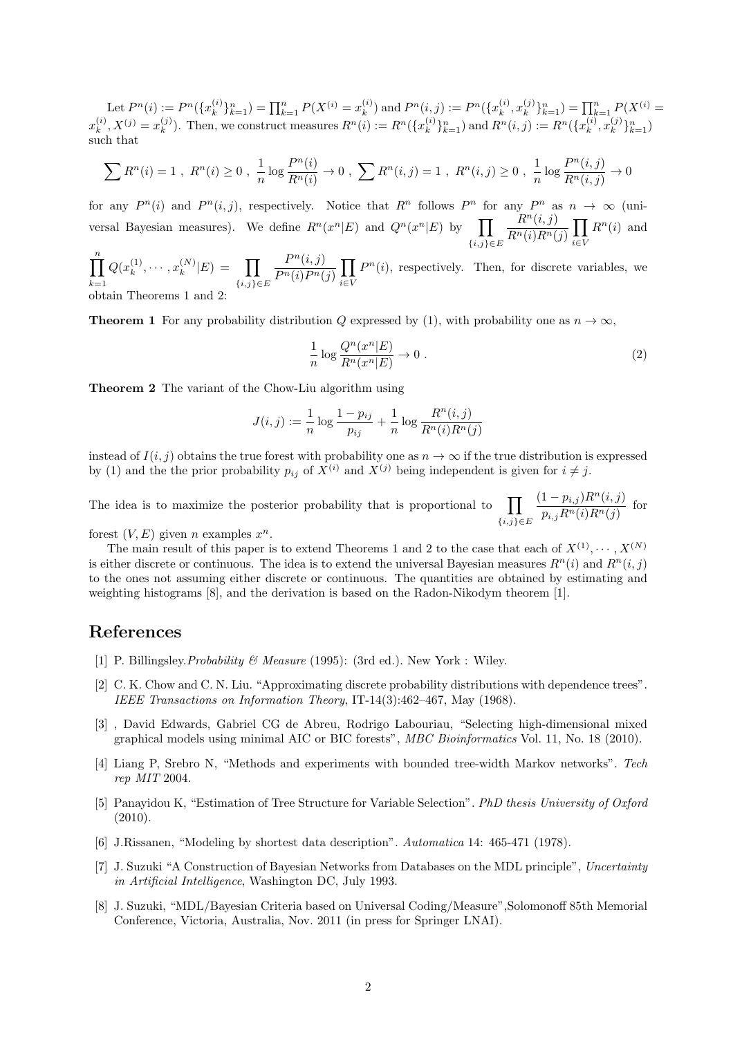Let $P^n(i) := P^n(\{x_k^{(i)}\}_{k=1}^n) = \prod_{k=1}^n P(X^{(i)} = x_k^{(i)})$ and $P^n(i,j) := P^n(\{x_k^{(i)}, x_k^{(j)}\}_{k=1}^n) = \prod_{k=1}^n P(X^{(i)} = x_k^{(i)}, X^{(j)} = x_k^{(j)})$. Then, we construct measures $R^n(i) := R^n(\{x_k^{(i)}\}_{k=1}^n)$ and $R^n(i,j) := R^n(\{x_k^{(i)}, x_k^{(j)}\}_{k=1}^n)$ such that

$$\sum R^n(i) = 1 \ , \ R^n(i) \geq 0 \ , \ \frac{1}{n}\log\frac{P^n(i)}{R^n(i)} \to 0 \ , \ \sum R^n(i,j) = 1 \ , \ R^n(i,j) \geq 0 \ , \ \frac{1}{n}\log\frac{P^n(i,j)}{R^n(i,j)} \to 0$$

for any $P^n(i)$ and $P^n(i,j)$, respectively. Notice that $R^n$ follows $P^n$ for any $P^n$ as $n \to \infty$ (universal Bayesian measures). We define $R^n(x^n|E)$ and $Q^n(x^n|E)$ by $\prod_{\{i,j\}\in E} \frac{R^n(i,j)}{R^n(i)R^n(j)} \prod_{i \in V} R^n(i)$ and $\prod_{k=1}^n Q(x_k^{(1)}, \cdots, x_k^{(N)}|E) = \prod_{\{i,j\}\in E} \frac{P^n(i,j)}{P^n(i)P^n(j)} \prod_{i\in V} P^n(i)$, respectively. Then, for discrete variables, we obtain Theorems 1 and 2:

**Theorem 1** For any probability distribution $Q$ expressed by (1), with probability one as $n \to \infty$,

$$\frac{1}{n}\log\frac{Q^n(x^n|E)}{R^n(x^n|E)} \to 0 \ . \tag{2}$$

**Theorem 2** The variant of the Chow-Liu algorithm using

$$J(i,j) := \frac{1}{n}\log\frac{1-p_{ij}}{p_{ij}} + \frac{1}{n}\log\frac{R^n(i,j)}{R^n(i)R^n(j)}$$

instead of $I(i,j)$ obtains the true forest with probability one as $n \to \infty$ if the true distribution is expressed by (1) and the the prior probability $p_{ij}$ of $X^{(i)}$ and $X^{(j)}$ being independent is given for $i \neq j$.

The idea is to maximize the posterior probability that is proportional to $\prod_{\{i,j\}\in E} \frac{(1-p_{i,j})R^n(i,j)}{p_{i,j}R^n(i)R^n(j)}$ for forest $(V,E)$ given $n$ examples $x^n$.

The main result of this paper is to extend Theorems 1 and 2 to the case that each of $X^{(1)}, \cdots, X^{(N)}$ is either discrete or continuous. The idea is to extend the universal Bayesian measures $R^n(i)$ and $R^n(i,j)$ to the ones not assuming either discrete or continuous. The quantities are obtained by estimating and weighting histograms [8], and the derivation is based on the Radon-Nikodym theorem [1].

## References

[1] P. Billingsley.*Probability & Measure* (1995): (3rd ed.). New York : Wiley.

[2] C. K. Chow and C. N. Liu. "Approximating discrete probability distributions with dependence trees". *IEEE Transactions on Information Theory*, IT-14(3):462–467, May (1968).

[3] , David Edwards, Gabriel CG de Abreu, Rodrigo Labouriau, "Selecting high-dimensional mixed graphical models using minimal AIC or BIC forests", *MBC Bioinformatics* Vol. 11, No. 18 (2010).

[4] Liang P, Srebro N, "Methods and experiments with bounded tree-width Markov networks". *Tech rep MIT* 2004.

[5] Panayidou K, "Estimation of Tree Structure for Variable Selection". *PhD thesis University of Oxford* (2010).

[6] J.Rissanen, "Modeling by shortest data description". *Automatica* 14: 465-471 (1978).

[7] J. Suzuki "A Construction of Bayesian Networks from Databases on the MDL principle", *Uncertainty in Artificial Intelligence*, Washington DC, July 1993.

[8] J. Suzuki, "MDL/Bayesian Criteria based on Universal Coding/Measure",Solomonoff 85th Memorial Conference, Victoria, Australia, Nov. 2011 (in press for Springer LNAI).